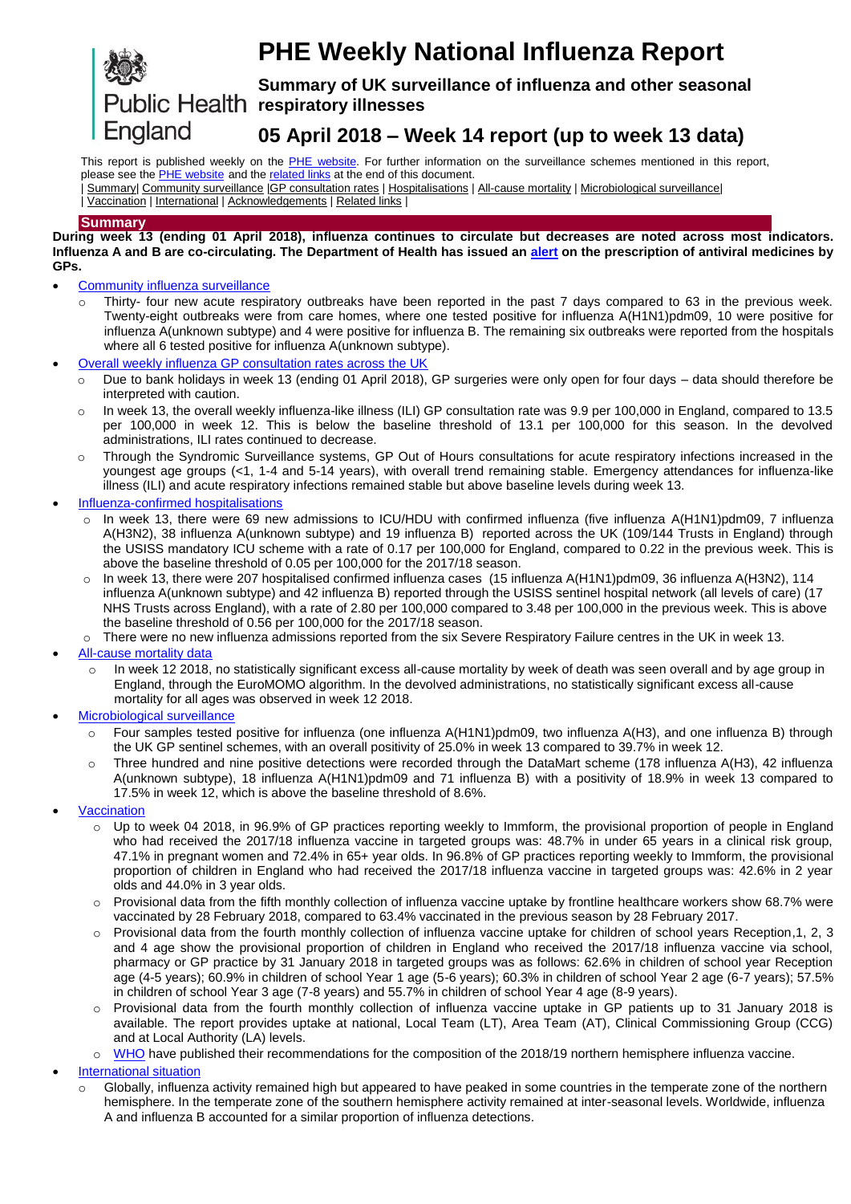# PHE Weekly National Influenza Report

## Summary of UK surveillance of influenza and other seasonal respiratory illnesses

## 05 April 2018 – Week 14 report (up to week 13 data)

This report is published weekly on the PHE website. For further information on the surveillance schemes mentioned in this report, please see the PHE website and the related links at the end of this document.

| Summary| Community surveillance |GP consultation rates | Hospitalisations | All-cause mortality | Microbiological surveillance| | Vaccination | International | Acknowledgements | Related links |

### Summary

**During week 13 (ending 01 April 2018), influenza continues to circulate but decreases are noted across most indicators. Influenza A and B are co-circulating. The Department of Health has issued an alert on the prescription of antiviral medicines by GPs.**

- Community influenza surveillance
  - Thirty- four new acute respiratory outbreaks have been reported in the past 7 days compared to 63 in the previous week. Twenty-eight outbreaks were from care homes, where one tested positive for influenza A(H1N1)pdm09, 10 were positive for influenza A(unknown subtype) and 4 were positive for influenza B. The remaining six outbreaks were reported from the hospitals where all 6 tested positive for influenza A(unknown subtype).
- Overall weekly influenza GP consultation rates across the UK
  - Due to bank holidays in week 13 (ending 01 April 2018), GP surgeries were only open for four days – data should therefore be interpreted with caution.
  - In week 13, the overall weekly influenza-like illness (ILI) GP consultation rate was 9.9 per 100,000 in England, compared to 13.5 per 100,000 in week 12. This is below the baseline threshold of 13.1 per 100,000 for this season. In the devolved administrations, ILI rates continued to decrease.
  - Through the Syndromic Surveillance systems, GP Out of Hours consultations for acute respiratory infections increased in the youngest age groups (<1, 1-4 and 5-14 years), with overall trend remaining stable. Emergency attendances for influenza-like illness (ILI) and acute respiratory infections remained stable but above baseline levels during week 13.
- Influenza-confirmed hospitalisations
  - In week 13, there were 69 new admissions to ICU/HDU with confirmed influenza (five influenza A(H1N1)pdm09, 7 influenza A(H3N2), 38 influenza A(unknown subtype) and 19 influenza B) reported across the UK (109/144 Trusts in England) through the USISS mandatory ICU scheme with a rate of 0.17 per 100,000 for England, compared to 0.22 in the previous week. This is above the baseline threshold of 0.05 per 100,000 for the 2017/18 season.
  - In week 13, there were 207 hospitalised confirmed influenza cases (15 influenza A(H1N1)pdm09, 36 influenza A(H3N2), 114 influenza A(unknown subtype) and 42 influenza B) reported through the USISS sentinel hospital network (all levels of care) (17 NHS Trusts across England), with a rate of 2.80 per 100,000 compared to 3.48 per 100,000 in the previous week. This is above the baseline threshold of 0.56 per 100,000 for the 2017/18 season.
  - There were no new influenza admissions reported from the six Severe Respiratory Failure centres in the UK in week 13.
- All-cause mortality data
  - In week 12 2018, no statistically significant excess all-cause mortality by week of death was seen overall and by age group in England, through the EuroMOMO algorithm. In the devolved administrations, no statistically significant excess all-cause mortality for all ages was observed in week 12 2018.
- Microbiological surveillance
  - Four samples tested positive for influenza (one influenza A(H1N1)pdm09, two influenza A(H3), and one influenza B) through the UK GP sentinel schemes, with an overall positivity of 25.0% in week 13 compared to 39.7% in week 12.
  - Three hundred and nine positive detections were recorded through the DataMart scheme (178 influenza A(H3), 42 influenza A(unknown subtype), 18 influenza A(H1N1)pdm09 and 71 influenza B) with a positivity of 18.9% in week 13 compared to 17.5% in week 12, which is above the baseline threshold of 8.6%.
- Vaccination
  - Up to week 04 2018, in 96.9% of GP practices reporting weekly to Immform, the provisional proportion of people in England who had received the 2017/18 influenza vaccine in targeted groups was: 48.7% in under 65 years in a clinical risk group, 47.1% in pregnant women and 72.4% in 65+ year olds. In 96.8% of GP practices reporting weekly to Immform, the provisional proportion of children in England who had received the 2017/18 influenza vaccine in targeted groups was: 42.6% in 2 year olds and 44.0% in 3 year olds.
  - Provisional data from the fifth monthly collection of influenza vaccine uptake by frontline healthcare workers show 68.7% were vaccinated by 28 February 2018, compared to 63.4% vaccinated in the previous season by 28 February 2017.
  - Provisional data from the fourth monthly collection of influenza vaccine uptake for children of school years Reception,1, 2, 3 and 4 age show the provisional proportion of children in England who received the 2017/18 influenza vaccine via school, pharmacy or GP practice by 31 January 2018 in targeted groups was as follows: 62.6% in children of school year Reception age (4-5 years); 60.9% in children of school Year 1 age (5-6 years); 60.3% in children of school Year 2 age (6-7 years); 57.5% in children of school Year 3 age (7-8 years) and 55.7% in children of school Year 4 age (8-9 years).
  - Provisional data from the fourth monthly collection of influenza vaccine uptake in GP patients up to 31 January 2018 is available. The report provides uptake at national, Local Team (LT), Area Team (AT), Clinical Commissioning Group (CCG) and at Local Authority (LA) levels.
  - WHO have published their recommendations for the composition of the 2018/19 northern hemisphere influenza vaccine.
- International situation
  - Globally, influenza activity remained high but appeared to have peaked in some countries in the temperate zone of the northern hemisphere. In the temperate zone of the southern hemisphere activity remained at inter-seasonal levels. Worldwide, influenza A and influenza B accounted for a similar proportion of influenza detections.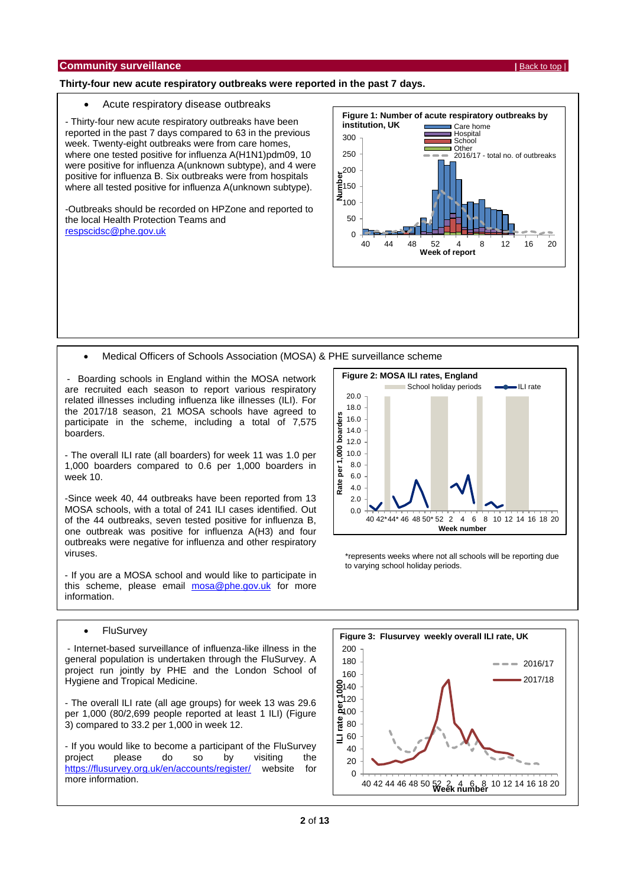## Community surveillance

[Back to top](#)

**Thirty-four new acute respiratory outbreaks were reported in the past 7 days.**

- Acute respiratory disease outbreaks

- Thirty-four new acute respiratory outbreaks have been reported in the past 7 days compared to 63 in the previous week. Twenty-eight outbreaks were from care homes, where one tested positive for influenza A(H1N1)pdm09, 10 were positive for influenza A(unknown subtype), and 4 were positive for influenza B. Six outbreaks were from hospitals where all tested positive for influenza A(unknown subtype).

-Outbreaks should be recorded on HPZone and reported to the local Health Protection Teams and [respscidsc@phe.gov.uk](mailto:respscidsc@phe.gov.uk)

**Figure 1: Number of acute respiratory outbreaks by institution, UK**

- Medical Officers of Schools Association (MOSA) & PHE surveillance scheme

- Boarding schools in England within the MOSA network are recruited each season to report various respiratory related illnesses including influenza like illnesses (ILI). For the 2017/18 season, 21 MOSA schools have agreed to participate in the scheme, including a total of 7,575 boarders.

- The overall ILI rate (all boarders) for week 11 was 1.0 per 1,000 boarders compared to 0.6 per 1,000 boarders in week 10.

-Since week 40, 44 outbreaks have been reported from 13 MOSA schools, with a total of 241 ILI cases identified. Out of the 44 outbreaks, seven tested positive for influenza B, one outbreak was positive for influenza A(H3) and four outbreaks were negative for influenza and other respiratory viruses.

- If you are a MOSA school and would like to participate in this scheme, please email [mosa@phe.gov.uk](mailto:mosa@phe.gov.uk) for more information.

**Figure 2: MOSA ILI rates, England**

*represents weeks where not all schools will be reporting due to varying school holiday periods.

- FluSurvey

- Internet-based surveillance of influenza-like illness in the general population is undertaken through the FluSurvey. A project run jointly by PHE and the London School of Hygiene and Tropical Medicine.

- The overall ILI rate (all age groups) for week 13 was 29.6 per 1,000 (80/2,699 people reported at least 1 ILI) (Figure 3) compared to 33.2 per 1,000 in week 12.

- If you would like to become a participant of the FluSurvey project please do so by visiting the [https://flusurvey.org.uk/en/accounts/register/](https://flusurvey.org.uk/en/accounts/register/) website for more information.

**Figure 3: Flusurvey weekly overall ILI rate, UK**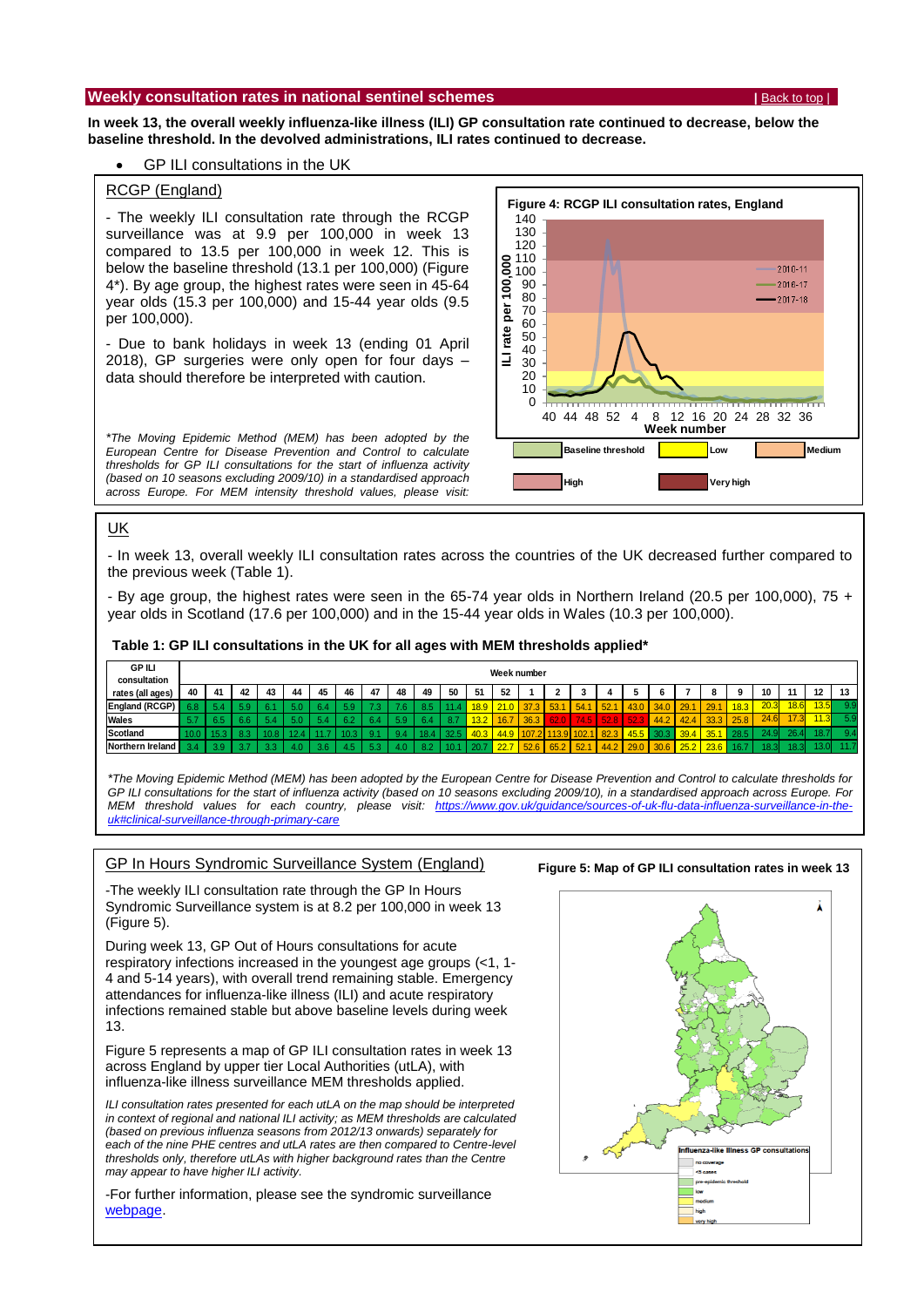## Weekly consultation rates in national sentinel schemes

| Back to top |

**In week 13, the overall weekly influenza-like illness (ILI) GP consultation rate continued to decrease, below the baseline threshold. In the devolved administrations, ILI rates continued to decrease.**

- GP ILI consultations in the UK

### RCGP (England)

- The weekly ILI consultation rate through the RCGP surveillance was at 9.9 per 100,000 in week 13 compared to 13.5 per 100,000 in week 12. This is below the baseline threshold (13.1 per 100,000) (Figure 4*). By age group, the highest rates were seen in 45-64 year olds (15.3 per 100,000) and 15-44 year olds (9.5 per 100,000).

- Due to bank holidays in week 13 (ending 01 April 2018), GP surgeries were only open for four days – data should therefore be interpreted with caution.

*\*The Moving Epidemic Method (MEM) has been adopted by the European Centre for Disease Prevention and Control to calculate thresholds for GP ILI consultations for the start of influenza activity (based on 10 seasons excluding 2009/10) in a standardised approach across Europe. For MEM intensity threshold values, please visit:*

**Figure 4: RCGP ILI consultation rates, England**

### UK

- In week 13, overall weekly ILI consultation rates across the countries of the UK decreased further compared to the previous week (Table 1).

- By age group, the highest rates were seen in the 65-74 year olds in Northern Ireland (20.5 per 100,000), 75 + year olds in Scotland (17.6 per 100,000) and in the 15-44 year olds in Wales (10.3 per 100,000).

**Table 1: GP ILI consultations in the UK for all ages with MEM thresholds applied\***

| GP ILI consultation rates (all ages) | 40 | 41 | 42 | 43 | 44 | 45 | 46 | 47 | 48 | 49 | 50 | 51 | 52 | 1 | 2 | 3 | 4 | 5 | 6 | 7 | 8 | 9 | 10 | 11 | 12 | 13 |
|---|---|---|---|---|---|---|---|---|---|---|---|---|---|---|---|---|---|---|---|---|---|---|---|---|---|---|
| England (RCGP) | 6.8 | 5.4 | 5.9 | 6.1 | 5.0 | 6.4 | 5.9 | 7.3 | 7.6 | 8.5 | 11.4 | 18.9 | 21.0 | 37.3 | 53.1 | 54.1 | 52.1 | 43.0 | 34.0 | 29.1 | 29.1 | 18.3 | 20.3 | 18.6 | 13.5 | 9.9 |
| Wales | 5.7 | 6.5 | 6.6 | 5.4 | 5.0 | 5.4 | 6.2 | 6.4 | 5.9 | 6.4 | 8.7 | 13.2 | 16.7 | 36.3 | 62.0 | 74.5 | 52.8 | 52.3 | 44.2 | 42.4 | 33.3 | 25.8 | 24.6 | 17.3 | 11.3 | 5.9 |
| Scotland | 10.0 | 15.3 | 8.3 | 10.8 | 12.4 | 11.7 | 10.3 | 9.1 | 9.4 | 18.4 | 32.5 | 40.3 | 44.9 | 107.2 | 113.9 | 102.1 | 82.3 | 45.5 | 30.3 | 39.4 | 35.1 | 28.5 | 24.9 | 26.4 | 18.7 | 9.4 |
| Northern Ireland | 3.4 | 3.9 | 3.7 | 3.3 | 4.0 | 3.6 | 4.5 | 5.3 | 4.0 | 8.2 | 10.1 | 20.7 | 22.7 | 52.6 | 65.2 | 52.1 | 44.2 | 29.0 | 30.6 | 25.2 | 23.6 | 16.7 | 18.3 | 18.3 | 13.0 | 11.7 |

*\*The Moving Epidemic Method (MEM) has been adopted by the European Centre for Disease Prevention and Control to calculate thresholds for GP ILI consultations for the start of influenza activity (based on 10 seasons excluding 2009/10), in a standardised approach across Europe. For MEM threshold values for each country, please visit: https://www.gov.uk/guidance/sources-of-uk-flu-data-influenza-surveillance-in-the-uk#clinical-surveillance-through-primary-care*

### GP In Hours Syndromic Surveillance System (England)

-The weekly ILI consultation rate through the GP In Hours Syndromic Surveillance System is at 8.2 per 100,000 in week 13 (Figure 5).

During week 13, GP Out of Hours consultations for acute respiratory infections increased in the youngest age groups (<1, 1-4 and 5-14 years), with overall trend remaining stable. Emergency attendances for influenza-like illness (ILI) and acute respiratory infections remained stable but above baseline levels during week 13.

Figure 5 represents a map of GP ILI consultation rates in week 13 across England by upper tier Local Authorities (utLA), with influenza-like illness surveillance MEM thresholds applied.

*ILI consultation rates presented for each utLA on the map should be interpreted in context of regional and national ILI activity; as MEM thresholds are calculated (based on previous influenza seasons from 2012/13 onwards) separately for each of the nine PHE centres and utLA rates are then compared to Centre-level thresholds only, therefore utLAs with higher background rates than the Centre may appear to have higher ILI activity.*

-For further information, please see the syndromic surveillance webpage.

**Figure 5: Map of GP ILI consultation rates in week 13**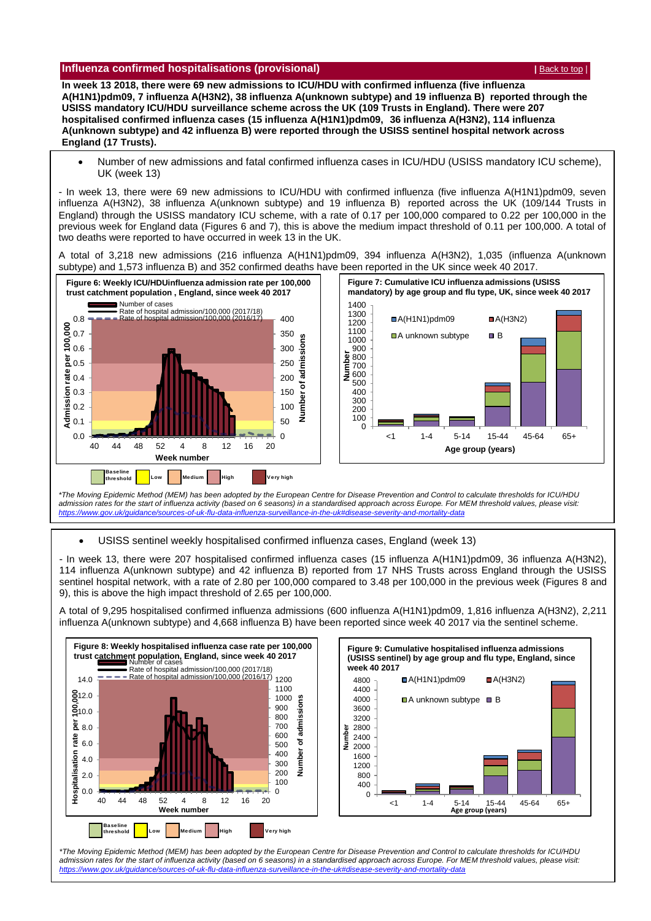## Influenza confirmed hospitalisations (provisional)

| Back to top |

**In week 13 2018, there were 69 new admissions to ICU/HDU with confirmed influenza (five influenza A(H1N1)pdm09, 7 influenza A(H3N2), 38 influenza A(unknown subtype) and 19 influenza B) reported through the USISS mandatory ICU/HDU surveillance scheme across the UK (109 Trusts in England). There were 207 hospitalised confirmed influenza cases (15 influenza A(H1N1)pdm09, 36 influenza A(H3N2), 114 influenza A(unknown subtype) and 42 influenza B) were reported through the USISS sentinel hospital network across England (17 Trusts).**

- Number of new admissions and fatal confirmed influenza cases in ICU/HDU (USISS mandatory ICU scheme), UK (week 13)

- In week 13, there were 69 new admissions to ICU/HDU with confirmed influenza (five influenza A(H1N1)pdm09, seven influenza A(H3N2), 38 influenza A(unknown subtype) and 19 influenza B) reported across the UK (109/144 Trusts in England) through the USISS mandatory ICU scheme, with a rate of 0.17 per 100,000 compared to 0.22 per 100,000 in the previous week for England data (Figures 6 and 7), this is above the medium impact threshold of 0.11 per 100,000. A total of two deaths were reported to have occurred in week 13 in the UK.

A total of 3,218 new admissions (216 influenza A(H1N1)pdm09, 394 influenza A(H3N2), 1,035 (influenza A(unknown subtype) and 1,573 influenza B) and 352 confirmed deaths have been reported in the UK since week 40 2017.

**Figure 6: Weekly ICU/HDUinfluenza admission rate per 100,000 trust catchment population , England, since week 40 2017**

**Figure 7: Cumulative ICU influenza admissions (USISS mandatory) by age group and flu type, UK, since week 40 2017**

*\*The Moving Epidemic Method (MEM) has been adopted by the European Centre for Disease Prevention and Control to calculate thresholds for ICU/HDU admission rates for the start of influenza activity (based on 6 seasons) in a standardised approach across Europe. For MEM threshold values, please visit: https://www.gov.uk/guidance/sources-of-uk-flu-data-influenza-surveillance-in-the-uk#disease-severity-and-mortality-data*

- USISS sentinel weekly hospitalised confirmed influenza cases, England (week 13)

- In week 13, there were 207 hospitalised confirmed influenza cases (15 influenza A(H1N1)pdm09, 36 influenza A(H3N2), 114 influenza A(unknown subtype) and 42 influenza B) reported from 17 NHS Trusts across England through the USISS sentinel hospital network, with a rate of 2.80 per 100,000 compared to 3.48 per 100,000 in the previous week (Figures 8 and 9), this is above the high impact threshold of 2.65 per 100,000.

A total of 9,295 hospitalised confirmed influenza admissions (600 influenza A(H1N1)pdm09, 1,816 influenza A(H3N2), 2,211 influenza A(unknown subtype) and 4,668 influenza B) have been reported since week 40 2017 via the sentinel scheme.

**Figure 8: Weekly hospitalised influenza case rate per 100,000 trust catchment population, England, since week 40 2017**

**Figure 9: Cumulative hospitalised influenza admissions (USISS sentinel) by age group and flu type, England, since week 40 2017**

*\*The Moving Epidemic Method (MEM) has been adopted by the European Centre for Disease Prevention and Control to calculate thresholds for ICU/HDU admission rates for the start of influenza activity (based on 6 seasons) in a standardised approach across Europe. For MEM threshold values, please visit: https://www.gov.uk/guidance/sources-of-uk-flu-data-influenza-surveillance-in-the-uk#disease-severity-and-mortality-data*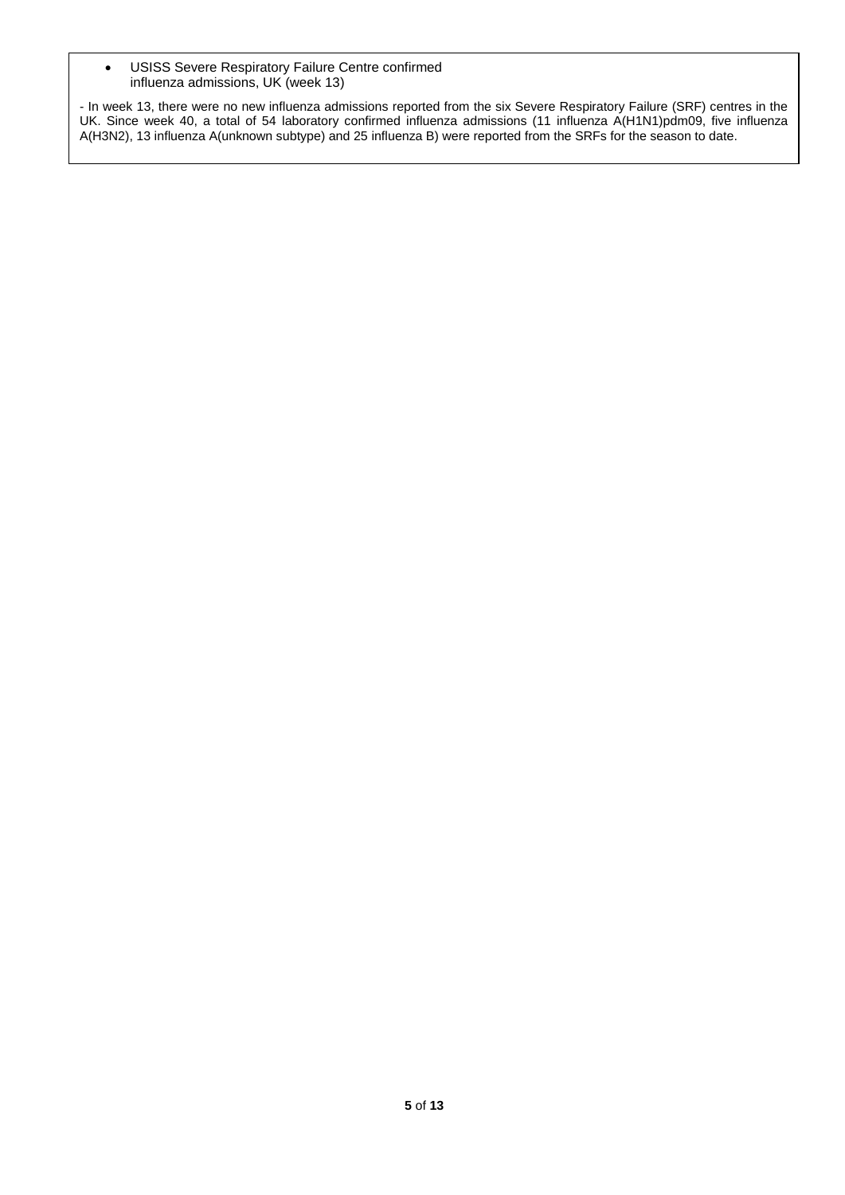- USISS Severe Respiratory Failure Centre confirmed influenza admissions, UK (week 13)

- In week 13, there were no new influenza admissions reported from the six Severe Respiratory Failure (SRF) centres in the UK. Since week 40, a total of 54 laboratory confirmed influenza admissions (11 influenza A(H1N1)pdm09, five influenza A(H3N2), 13 influenza A(unknown subtype) and 25 influenza B) were reported from the SRFs for the season to date.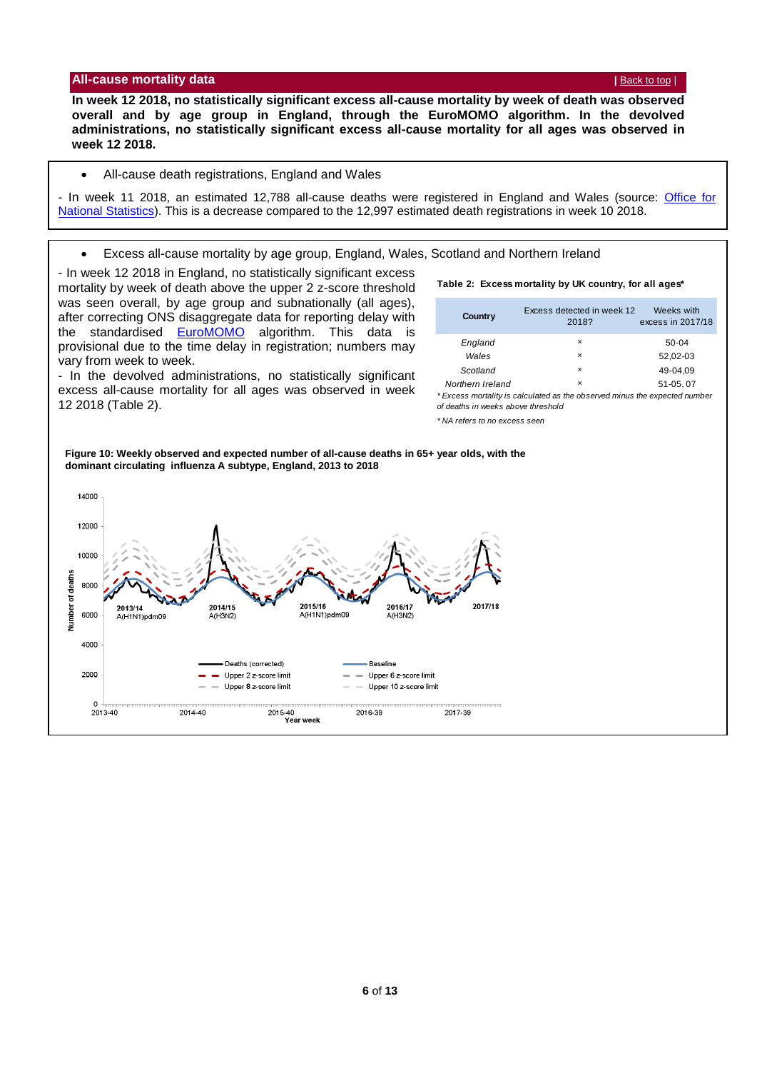## All-cause mortality data

| Back to top |

**In week 12 2018, no statistically significant excess all-cause mortality by week of death was observed overall and by age group in England, through the EuroMOMO algorithm. In the devolved administrations, no statistically significant excess all-cause mortality for all ages was observed in week 12 2018.**

- All-cause death registrations, England and Wales

- In week 11 2018, an estimated 12,788 all-cause deaths were registered in England and Wales (source: Office for National Statistics). This is a decrease compared to the 12,997 estimated death registrations in week 10 2018.

- Excess all-cause mortality by age group, England, Wales, Scotland and Northern Ireland

- In week 12 2018 in England, no statistically significant excess mortality by week of death above the upper 2 z-score threshold was seen overall, by age group and subnationally (all ages), after correcting ONS disaggregate data for reporting delay with the standardised EuroMOMO algorithm. This data is provisional due to the time delay in registration; numbers may vary from week to week.

- In the devolved administrations, no statistically significant excess all-cause mortality for all ages was observed in week 12 2018 (Table 2).

**Table 2: Excess mortality by UK country, for all ages***

| Country | Excess detected in week 12 2018? | Weeks with excess in 2017/18 |
|---|---|---|
| *England* | × | 50-04 |
| *Wales* | × | 52,02-03 |
| *Scotland* | × | 49-04,09 |
| *Northern Ireland* | × | 51-05, 07 |

*\* Excess mortality is calculated as the observed minus the expected number of deaths in weeks above threshold*

*\* NA refers to no excess seen*

**Figure 10: Weekly observed and expected number of all-cause deaths in 65+ year olds, with the dominant circulating influenza A subtype, England, 2013 to 2018**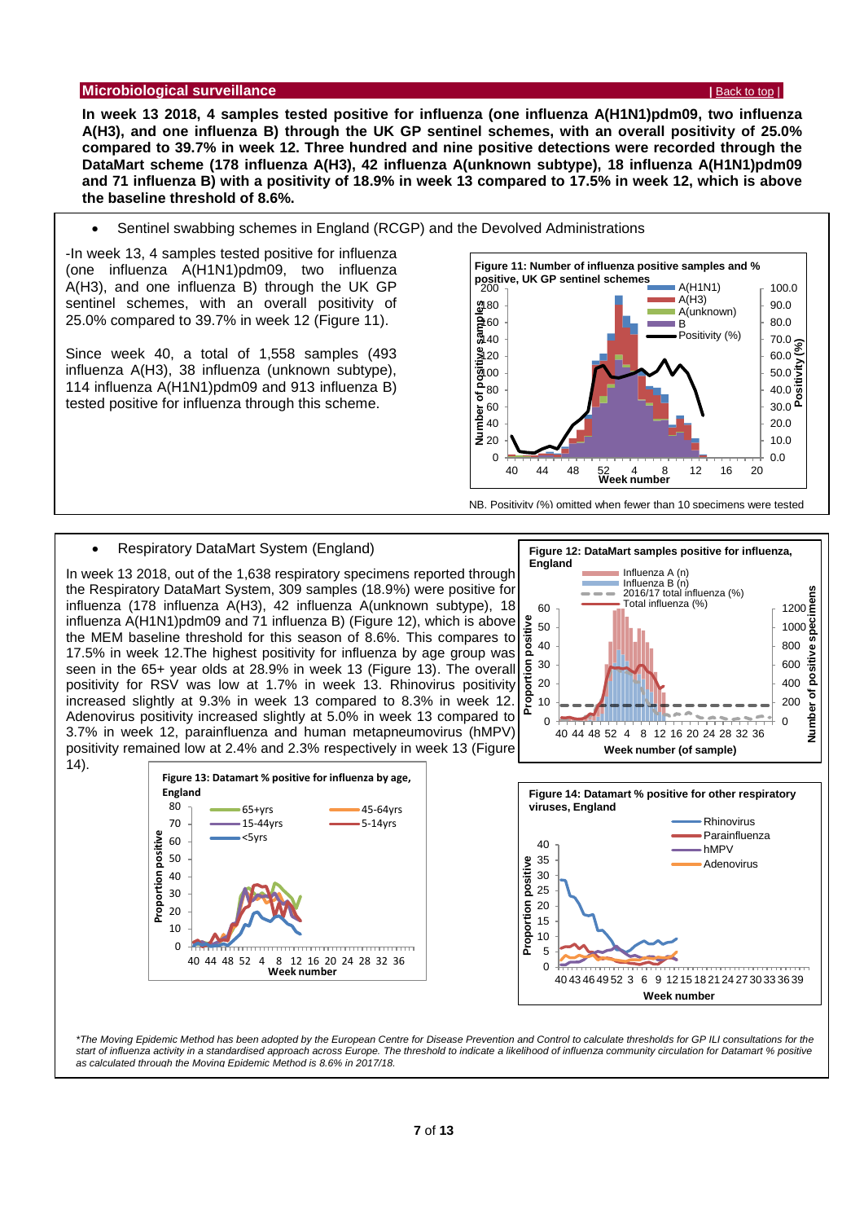## Microbiological surveillance

**In week 13 2018, 4 samples tested positive for influenza (one influenza A(H1N1)pdm09, two influenza A(H3), and one influenza B) through the UK GP sentinel schemes, with an overall positivity of 25.0% compared to 39.7% in week 12. Three hundred and nine positive detections were recorded through the DataMart scheme (178 influenza A(H3), 42 influenza A(unknown subtype), 18 influenza A(H1N1)pdm09 and 71 influenza B) with a positivity of 18.9% in week 13 compared to 17.5% in week 12, which is above the baseline threshold of 8.6%.**

- Sentinel swabbing schemes in England (RCGP) and the Devolved Administrations

-In week 13, 4 samples tested positive for influenza (one influenza A(H1N1)pdm09, two influenza A(H3), and one influenza B) through the UK GP sentinel schemes, with an overall positivity of 25.0% compared to 39.7% in week 12 (Figure 11).

Since week 40, a total of 1,558 samples (493 influenza A(H3), 38 influenza (unknown subtype), 114 influenza A(H1N1)pdm09 and 913 influenza B) tested positive for influenza through this scheme.

**Figure 11: Number of influenza positive samples and % positive, UK GP sentinel schemes**

NB. Positivity (%) omitted when fewer than 10 specimens were tested

- Respiratory DataMart System (England)

In week 13 2018, out of the 1,638 respiratory specimens reported through the Respiratory DataMart System, 309 samples (18.9%) were positive for influenza (178 influenza A(H3), 42 influenza A(unknown subtype), 18 influenza A(H1N1)pdm09 and 71 influenza B) (Figure 12), which is above the MEM baseline threshold for this season of 8.6%. This compares to 17.5% in week 12.The highest positivity for influenza by age group was seen in the 65+ year olds at 28.9% in week 13 (Figure 13). The overall positivity for RSV was low at 1.7% in week 13. Rhinovirus positivity increased slightly at 9.3% in week 13 compared to 8.3% in week 12. Adenovirus positivity increased slightly at 5.0% in week 13 compared to 3.7% in week 12, parainfluenza and human metapneumovirus (hMPV) positivity remained low at 2.4% and 2.3% respectively in week 13 (Figure 14).

**Figure 12: DataMart samples positive for influenza, England**

**Figure 13: Datamart % positive for influenza by age, England**

**Figure 14: Datamart % positive for other respiratory viruses, England**

*The Moving Epidemic Method has been adopted by the European Centre for Disease Prevention and Control to calculate thresholds for GP ILI consultations for the start of influenza activity in a standardised approach across Europe. The threshold to indicate a likelihood of influenza community circulation for Datamart % positive as calculated through the Moving Epidemic Method is 8.6% in 2017/18.*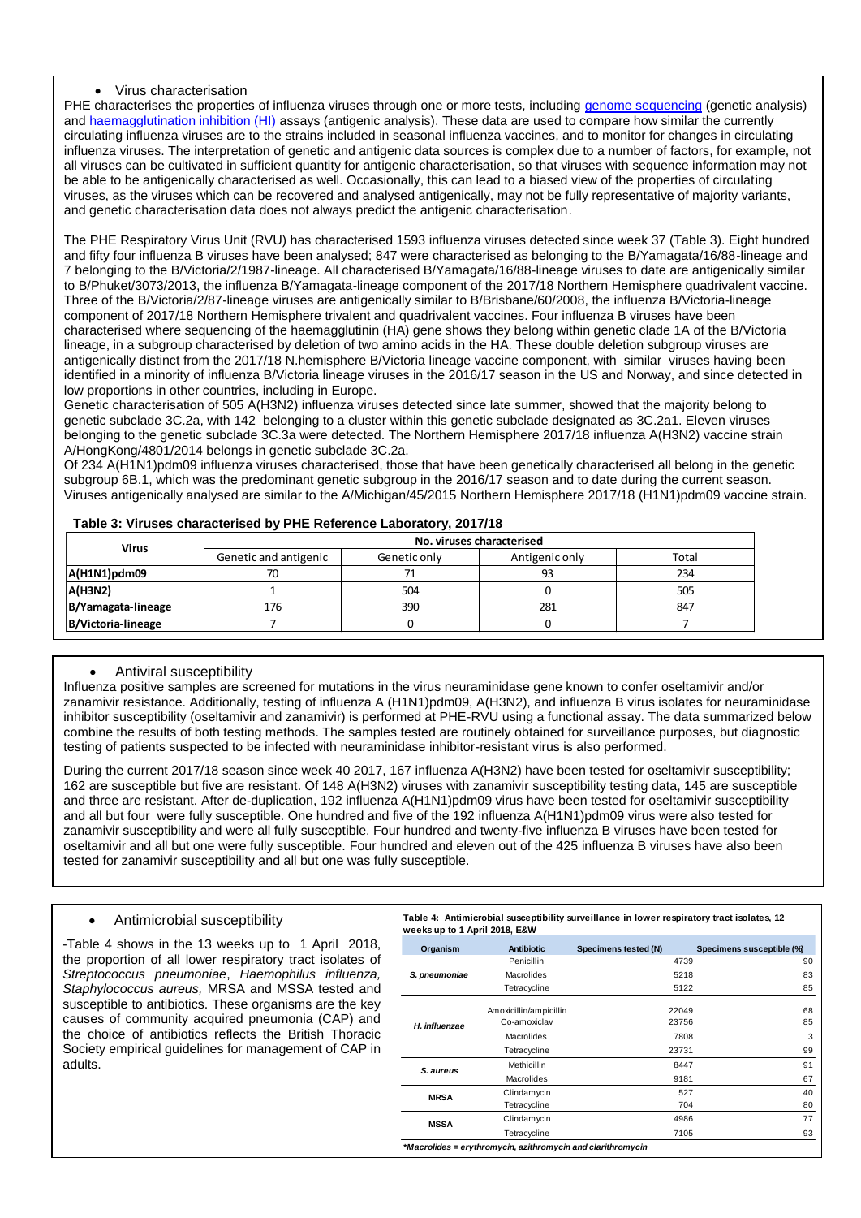- Virus characterisation

PHE characterises the properties of influenza viruses through one or more tests, including genome sequencing (genetic analysis) and haemagglutination inhibition (HI) assays (antigenic analysis). These data are used to compare how similar the currently circulating influenza viruses are to the strains included in seasonal influenza vaccines, and to monitor for changes in circulating influenza viruses. The interpretation of genetic and antigenic data sources is complex due to a number of factors, for example, not all viruses can be cultivated in sufficient quantity for antigenic characterisation, so that viruses with sequence information may not be able to be antigenically characterised as well. Occasionally, this can lead to a biased view of the properties of circulating viruses, as the viruses which can be recovered and analysed antigenically, may not be fully representative of majority variants, and genetic characterisation data does not always predict the antigenic characterisation.

The PHE Respiratory Virus Unit (RVU) has characterised 1593 influenza viruses detected since week 37 (Table 3). Eight hundred and fifty four influenza B viruses have been analysed; 847 were characterised as belonging to the B/Yamagata/16/88-lineage and 7 belonging to the B/Victoria/2/1987-lineage. All characterised B/Yamagata/16/88-lineage viruses to date are antigenically similar to B/Phuket/3073/2013, the influenza B/Yamagata-lineage component of the 2017/18 Northern Hemisphere quadrivalent vaccine. Three of the B/Victoria/2/87-lineage viruses are antigenically similar to B/Brisbane/60/2008, the influenza B/Victoria-lineage component of 2017/18 Northern Hemisphere trivalent and quadrivalent vaccines. Four influenza B viruses have been characterised where sequencing of the haemagglutinin (HA) gene shows they belong within genetic clade 1A of the B/Victoria lineage, in a subgroup characterised by deletion of two amino acids in the HA. These double deletion subgroup viruses are antigenically distinct from the 2017/18 N.hemisphere B/Victoria lineage vaccine component, with similar viruses having been identified in a minority of influenza B/Victoria lineage viruses in the 2016/17 season in the US and Norway, and since detected in low proportions in other countries, including in Europe.

Genetic characterisation of 505 A(H3N2) influenza viruses detected since late summer, showed that the majority belong to genetic subclade 3C.2a, with 142 belonging to a cluster within this genetic subclade designated as 3C.2a1. Eleven viruses belonging to the genetic subclade 3C.3a were detected. The Northern Hemisphere 2017/18 influenza A(H3N2) vaccine strain A/HongKong/4801/2014 belongs in genetic subclade 3C.2a.

Of 234 A(H1N1)pdm09 influenza viruses characterised, those that have been genetically characterised all belong in the genetic subgroup 6B.1, which was the predominant genetic subgroup in the 2016/17 season and to date during the current season. Viruses antigenically analysed are similar to the A/Michigan/45/2015 Northern Hemisphere 2017/18 (H1N1)pdm09 vaccine strain.

**Table 3: Viruses characterised by PHE Reference Laboratory, 2017/18**

| Virus | No. viruses characterised | | | |
|---|---|---|---|---|
| | Genetic and antigenic | Genetic only | Antigenic only | Total |
| **A(H1N1)pdm09** | 70 | 71 | 93 | 234 |
| **A(H3N2)** | 1 | 504 | 0 | 505 |
| **B/Yamagata-lineage** | 176 | 390 | 281 | 847 |
| **B/Victoria-lineage** | 7 | 0 | 0 | 7 |

- Antiviral susceptibility

Influenza positive samples are screened for mutations in the virus neuraminidase gene known to confer oseltamivir and/or zanamivir resistance. Additionally, testing of influenza A (H1N1)pdm09, A(H3N2), and influenza B virus isolates for neuraminidase inhibitor susceptibility (oseltamivir and zanamivir) is performed at PHE-RVU using a functional assay. The data summarized below combine the results of both testing methods. The samples tested are routinely obtained for surveillance purposes, but diagnostic testing of patients suspected to be infected with neuraminidase inhibitor-resistant virus is also performed.

During the current 2017/18 season since week 40 2017, 167 influenza A(H3N2) have been tested for oseltamivir susceptibility; 162 are susceptible but five are resistant. Of 148 A(H3N2) viruses with zanamivir susceptibility testing data, 145 are susceptible and three are resistant. After de-duplication, 192 influenza A(H1N1)pdm09 virus have been tested for oseltamivir susceptibility and all but four were fully susceptible. One hundred and five of the 192 influenza A(H1N1)pdm09 virus were also tested for zanamivir susceptibility and were all fully susceptible. Four hundred and twenty-five influenza B viruses have been tested for oseltamivir and all but one were fully susceptible. Four hundred and eleven out of the 425 influenza B viruses have also been tested for zanamivir susceptibility and all but one was fully susceptible.

- Antimicrobial susceptibility

-Table 4 shows in the 13 weeks up to 1 April 2018, the proportion of all lower respiratory tract isolates of *Streptococcus pneumoniae*, *Haemophilus influenza, Staphylococcus aureus,* MRSA and MSSA tested and susceptible to antibiotics. These organisms are the key causes of community acquired pneumonia (CAP) and the choice of antibiotics reflects the British Thoracic Society empirical guidelines for management of CAP in adults.

**Table 4: Antimicrobial susceptibility surveillance in lower respiratory tract isolates, 12 weeks up to 1 April 2018, E&W**

| Organism | Antibiotic | Specimens tested (N) | Specimens susceptible (%) |
|---|---|---|---|
| *S. pneumoniae* | Penicillin | 4739 | 90 |
| | Macrolides | 5218 | 83 |
| | Tetracycline | 5122 | 85 |
| *H. influenzae* | Amoxicillin/ampicillin | 22049 | 68 |
| | Co-amoxiclav | 23756 | 85 |
| | Macrolides | 7808 | 3 |
| | Tetracycline | 23731 | 99 |
| *S. aureus* | Methicillin | 8447 | 91 |
| | Macrolides | 9181 | 67 |
| **MRSA** | Clindamycin | 527 | 40 |
| | Tetracycline | 704 | 80 |
| **MSSA** | Clindamycin | 4986 | 77 |
| | Tetracycline | 7105 | 93 |

*\*Macrolides = erythromycin, azithromycin and clarithromycin*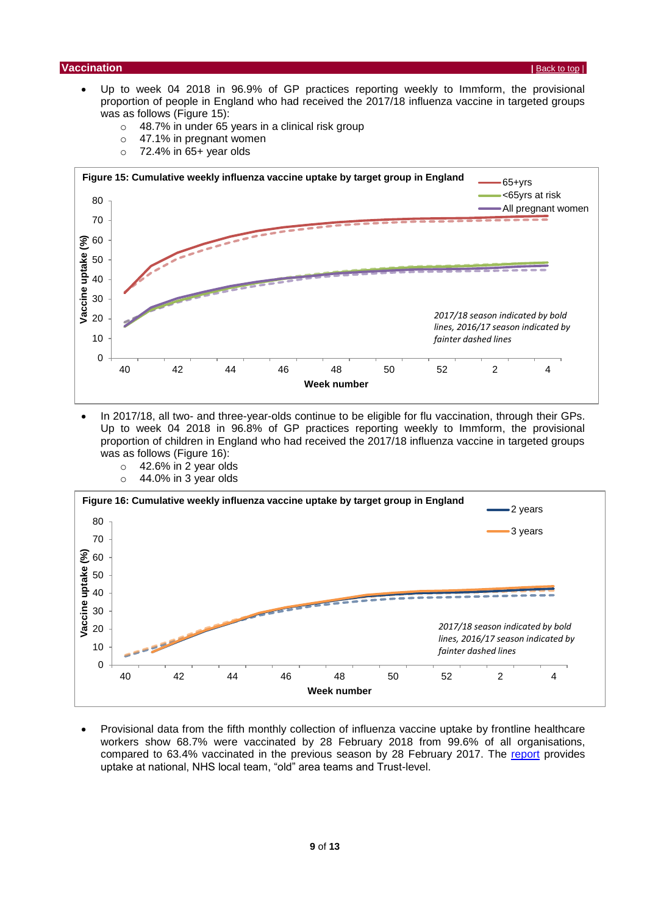## Vaccination

| Back to top |

- Up to week 04 2018 in 96.9% of GP practices reporting weekly to Immform, the provisional proportion of people in England who had received the 2017/18 influenza vaccine in targeted groups was as follows (Figure 15):
  - 48.7% in under 65 years in a clinical risk group
  - 47.1% in pregnant women
  - 72.4% in 65+ year olds

**Figure 15: Cumulative weekly influenza vaccine uptake by target group in England**

- In 2017/18, all two- and three-year-olds continue to be eligible for flu vaccination, through their GPs. Up to week 04 2018 in 96.8% of GP practices reporting weekly to Immform, the provisional proportion of children in England who had received the 2017/18 influenza vaccine in targeted groups was as follows (Figure 16):
  - 42.6% in 2 year olds
  - 44.0% in 3 year olds

**Figure 16: Cumulative weekly influenza vaccine uptake by target group in England**

- Provisional data from the fifth monthly collection of influenza vaccine uptake by frontline healthcare workers show 68.7% were vaccinated by 28 February 2018 from 99.6% of all organisations, compared to 63.4% vaccinated in the previous season by 28 February 2017. The report provides uptake at national, NHS local team, "old" area teams and Trust-level.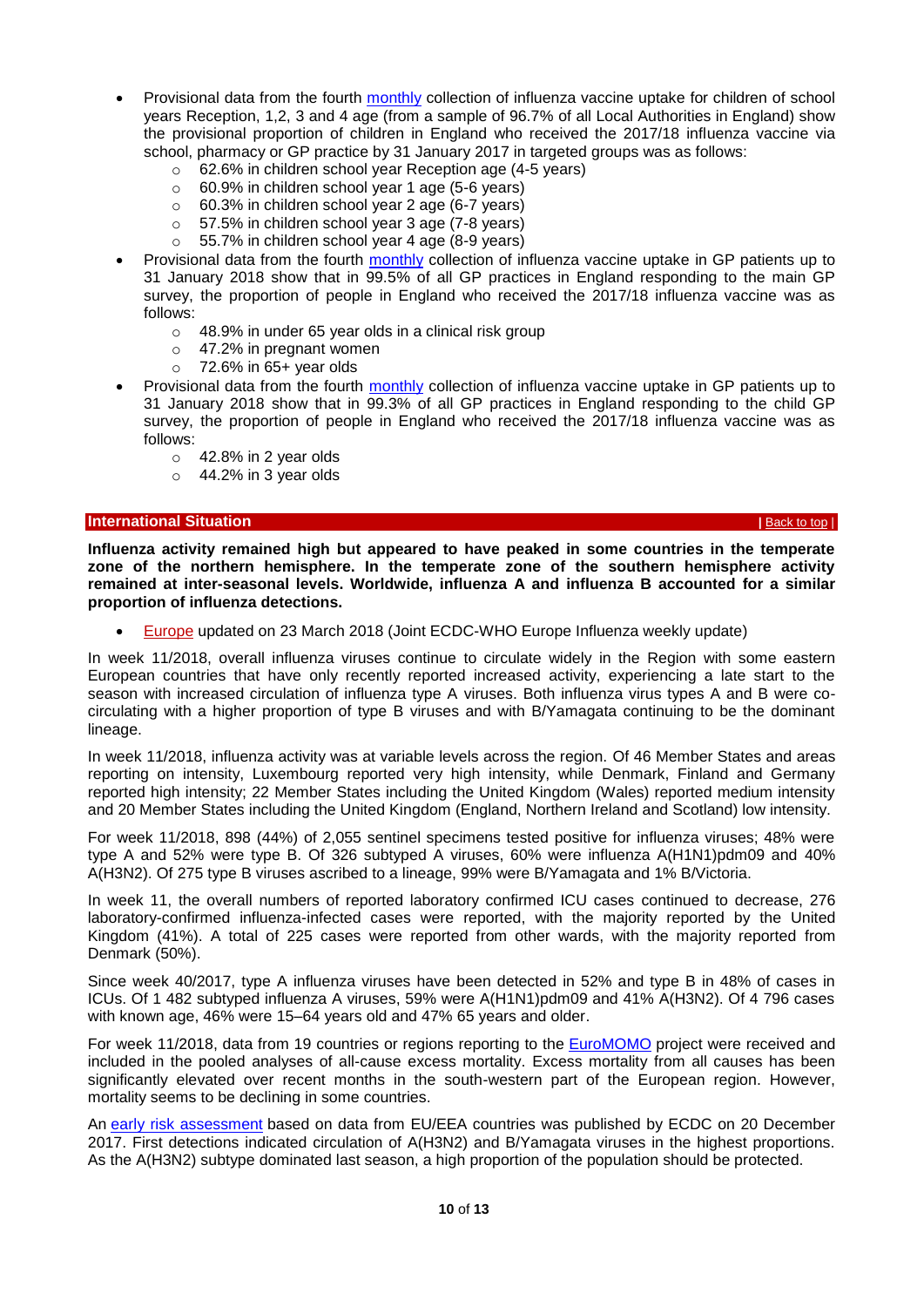- Provisional data from the fourth monthly collection of influenza vaccine uptake for children of school years Reception, 1,2, 3 and 4 age (from a sample of 96.7% of all Local Authorities in England) show the provisional proportion of children in England who received the 2017/18 influenza vaccine via school, pharmacy or GP practice by 31 January 2017 in targeted groups was as follows:
    - 62.6% in children school year Reception age (4-5 years)
    - 60.9% in children school year 1 age (5-6 years)
    - 60.3% in children school year 2 age (6-7 years)
    - 57.5% in children school year 3 age (7-8 years)
    - 55.7% in children school year 4 age (8-9 years)
- Provisional data from the fourth monthly collection of influenza vaccine uptake in GP patients up to 31 January 2018 show that in 99.5% of all GP practices in England responding to the main GP survey, the proportion of people in England who received the 2017/18 influenza vaccine was as follows:
    - 48.9% in under 65 year olds in a clinical risk group
    - 47.2% in pregnant women
    - 72.6% in 65+ year olds
- Provisional data from the fourth monthly collection of influenza vaccine uptake in GP patients up to 31 January 2018 show that in 99.3% of all GP practices in England responding to the child GP survey, the proportion of people in England who received the 2017/18 influenza vaccine was as follows:
    - 42.8% in 2 year olds
    - 44.2% in 3 year olds

## International Situation

| Back to top |

**Influenza activity remained high but appeared to have peaked in some countries in the temperate zone of the northern hemisphere. In the temperate zone of the southern hemisphere activity remained at inter-seasonal levels. Worldwide, influenza A and influenza B accounted for a similar proportion of influenza detections.**

- Europe updated on 23 March 2018 (Joint ECDC-WHO Europe Influenza weekly update)

In week 11/2018, overall influenza viruses continue to circulate widely in the Region with some eastern European countries that have only recently reported increased activity, experiencing a late start to the season with increased circulation of influenza type A viruses. Both influenza virus types A and B were co-circulating with a higher proportion of type B viruses and with B/Yamagata continuing to be the dominant lineage.

In week 11/2018, influenza activity was at variable levels across the region. Of 46 Member States and areas reporting on intensity, Luxembourg reported very high intensity, while Denmark, Finland and Germany reported high intensity; 22 Member States including the United Kingdom (Wales) reported medium intensity and 20 Member States including the United Kingdom (England, Northern Ireland and Scotland) low intensity.

For week 11/2018, 898 (44%) of 2,055 sentinel specimens tested positive for influenza viruses; 48% were type A and 52% were type B. Of 326 subtyped A viruses, 60% were influenza A(H1N1)pdm09 and 40% A(H3N2). Of 275 type B viruses ascribed to a lineage, 99% were B/Yamagata and 1% B/Victoria.

In week 11, the overall numbers of reported laboratory confirmed ICU cases continued to decrease, 276 laboratory-confirmed influenza-infected cases were reported, with the majority reported by the United Kingdom (41%). A total of 225 cases were reported from other wards, with the majority reported from Denmark (50%).

Since week 40/2017, type A influenza viruses have been detected in 52% and type B in 48% of cases in ICUs. Of 1 482 subtyped influenza A viruses, 59% were A(H1N1)pdm09 and 41% A(H3N2). Of 4 796 cases with known age, 46% were 15–64 years old and 47% 65 years and older.

For week 11/2018, data from 19 countries or regions reporting to the EuroMOMO project were received and included in the pooled analyses of all-cause excess mortality. Excess mortality from all causes has been significantly elevated over recent months in the south-western part of the European region. However, mortality seems to be declining in some countries.

An early risk assessment based on data from EU/EEA countries was published by ECDC on 20 December 2017. First detections indicated circulation of A(H3N2) and B/Yamagata viruses in the highest proportions. As the A(H3N2) subtype dominated last season, a high proportion of the population should be protected.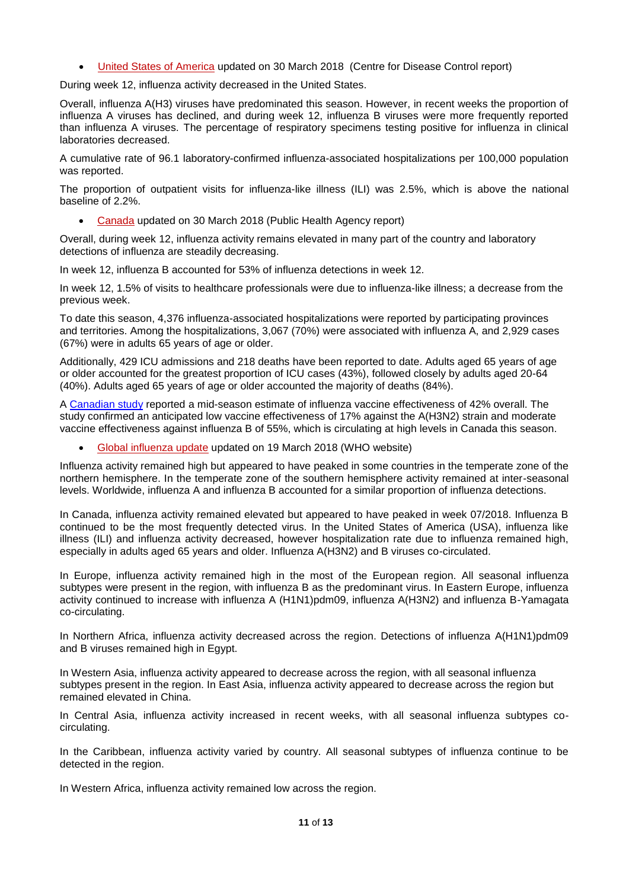- United States of America updated on 30 March 2018 (Centre for Disease Control report)

During week 12, influenza activity decreased in the United States.

Overall, influenza A(H3) viruses have predominated this season. However, in recent weeks the proportion of influenza A viruses has declined, and during week 12, influenza B viruses were more frequently reported than influenza A viruses. The percentage of respiratory specimens testing positive for influenza in clinical laboratories decreased.

A cumulative rate of 96.1 laboratory-confirmed influenza-associated hospitalizations per 100,000 population was reported.

The proportion of outpatient visits for influenza-like illness (ILI) was 2.5%, which is above the national baseline of 2.2%.

- Canada updated on 30 March 2018 (Public Health Agency report)

Overall, during week 12, influenza activity remains elevated in many part of the country and laboratory detections of influenza are steadily decreasing.

In week 12, influenza B accounted for 53% of influenza detections in week 12.

In week 12, 1.5% of visits to healthcare professionals were due to influenza-like illness; a decrease from the previous week.

To date this season, 4,376 influenza-associated hospitalizations were reported by participating provinces and territories. Among the hospitalizations, 3,067 (70%) were associated with influenza A, and 2,929 cases (67%) were in adults 65 years of age or older.

Additionally, 429 ICU admissions and 218 deaths have been reported to date. Adults aged 65 years of age or older accounted for the greatest proportion of ICU cases (43%), followed closely by adults aged 20-64 (40%). Adults aged 65 years of age or older accounted the majority of deaths (84%).

A Canadian study reported a mid-season estimate of influenza vaccine effectiveness of 42% overall. The study confirmed an anticipated low vaccine effectiveness of 17% against the A(H3N2) strain and moderate vaccine effectiveness against influenza B of 55%, which is circulating at high levels in Canada this season.

- Global influenza update updated on 19 March 2018 (WHO website)

Influenza activity remained high but appeared to have peaked in some countries in the temperate zone of the northern hemisphere. In the temperate zone of the southern hemisphere activity remained at inter-seasonal levels. Worldwide, influenza A and influenza B accounted for a similar proportion of influenza detections.

In Canada, influenza activity remained elevated but appeared to have peaked in week 07/2018. Influenza B continued to be the most frequently detected virus. In the United States of America (USA), influenza like illness (ILI) and influenza activity decreased, however hospitalization rate due to influenza remained high, especially in adults aged 65 years and older. Influenza A(H3N2) and B viruses co-circulated.

In Europe, influenza activity remained high in the most of the European region. All seasonal influenza subtypes were present in the region, with influenza B as the predominant virus. In Eastern Europe, influenza activity continued to increase with influenza A (H1N1)pdm09, influenza A(H3N2) and influenza B-Yamagata co-circulating.

In Northern Africa, influenza activity decreased across the region. Detections of influenza A(H1N1)pdm09 and B viruses remained high in Egypt.

In Western Asia, influenza activity appeared to decrease across the region, with all seasonal influenza subtypes present in the region. In East Asia, influenza activity appeared to decrease across the region but remained elevated in China.

In Central Asia, influenza activity increased in recent weeks, with all seasonal influenza subtypes co-circulating.

In the Caribbean, influenza activity varied by country. All seasonal subtypes of influenza continue to be detected in the region.

In Western Africa, influenza activity remained low across the region.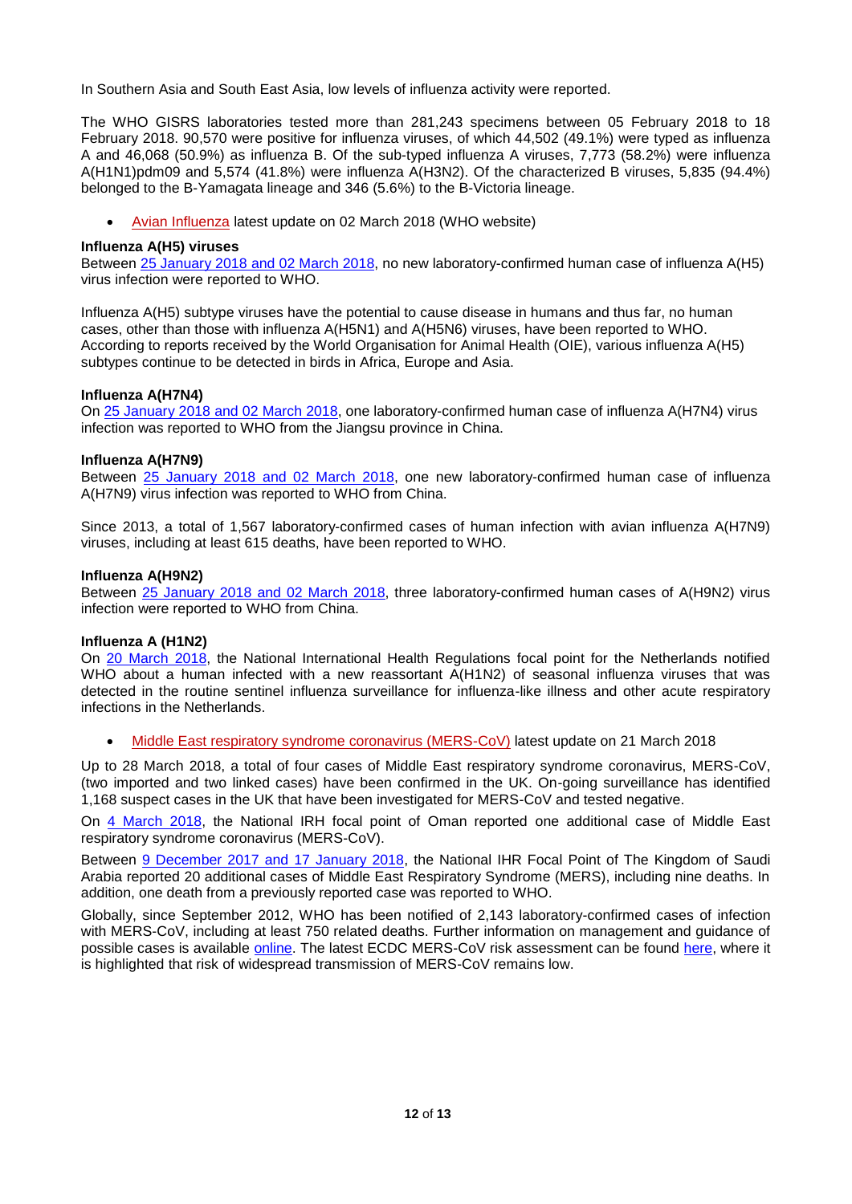In Southern Asia and South East Asia, low levels of influenza activity were reported.

The WHO GISRS laboratories tested more than 281,243 specimens between 05 February 2018 to 18 February 2018. 90,570 were positive for influenza viruses, of which 44,502 (49.1%) were typed as influenza A and 46,068 (50.9%) as influenza B. Of the sub-typed influenza A viruses, 7,773 (58.2%) were influenza A(H1N1)pdm09 and 5,574 (41.8%) were influenza A(H3N2). Of the characterized B viruses, 5,835 (94.4%) belonged to the B-Yamagata lineage and 346 (5.6%) to the B-Victoria lineage.

- Avian Influenza latest update on 02 March 2018 (WHO website)

**Influenza A(H5) viruses**
Between 25 January 2018 and 02 March 2018, no new laboratory-confirmed human case of influenza A(H5) virus infection were reported to WHO.

Influenza A(H5) subtype viruses have the potential to cause disease in humans and thus far, no human cases, other than those with influenza A(H5N1) and A(H5N6) viruses, have been reported to WHO. According to reports received by the World Organisation for Animal Health (OIE), various influenza A(H5) subtypes continue to be detected in birds in Africa, Europe and Asia.

**Influenza A(H7N4)**
On 25 January 2018 and 02 March 2018, one laboratory-confirmed human case of influenza A(H7N4) virus infection was reported to WHO from the Jiangsu province in China.

**Influenza A(H7N9)**
Between 25 January 2018 and 02 March 2018, one new laboratory-confirmed human case of influenza A(H7N9) virus infection was reported to WHO from China.

Since 2013, a total of 1,567 laboratory-confirmed cases of human infection with avian influenza A(H7N9) viruses, including at least 615 deaths, have been reported to WHO.

**Influenza A(H9N2)**
Between 25 January 2018 and 02 March 2018, three laboratory-confirmed human cases of A(H9N2) virus infection were reported to WHO from China.

**Influenza A (H1N2)**
On 20 March 2018, the National International Health Regulations focal point for the Netherlands notified WHO about a human infected with a new reassortant A(H1N2) of seasonal influenza viruses that was detected in the routine sentinel influenza surveillance for influenza-like illness and other acute respiratory infections in the Netherlands.

- Middle East respiratory syndrome coronavirus (MERS-CoV) latest update on 21 March 2018

Up to 28 March 2018, a total of four cases of Middle East respiratory syndrome coronavirus, MERS-CoV, (two imported and two linked cases) have been confirmed in the UK. On-going surveillance has identified 1,168 suspect cases in the UK that have been investigated for MERS-CoV and tested negative.

On 4 March 2018, the National IRH focal point of Oman reported one additional case of Middle East respiratory syndrome coronavirus (MERS-CoV).

Between 9 December 2017 and 17 January 2018, the National IHR Focal Point of The Kingdom of Saudi Arabia reported 20 additional cases of Middle East Respiratory Syndrome (MERS), including nine deaths. In addition, one death from a previously reported case was reported to WHO.

Globally, since September 2012, WHO has been notified of 2,143 laboratory-confirmed cases of infection with MERS-CoV, including at least 750 related deaths. Further information on management and guidance of possible cases is available online. The latest ECDC MERS-CoV risk assessment can be found here, where it is highlighted that risk of widespread transmission of MERS-CoV remains low.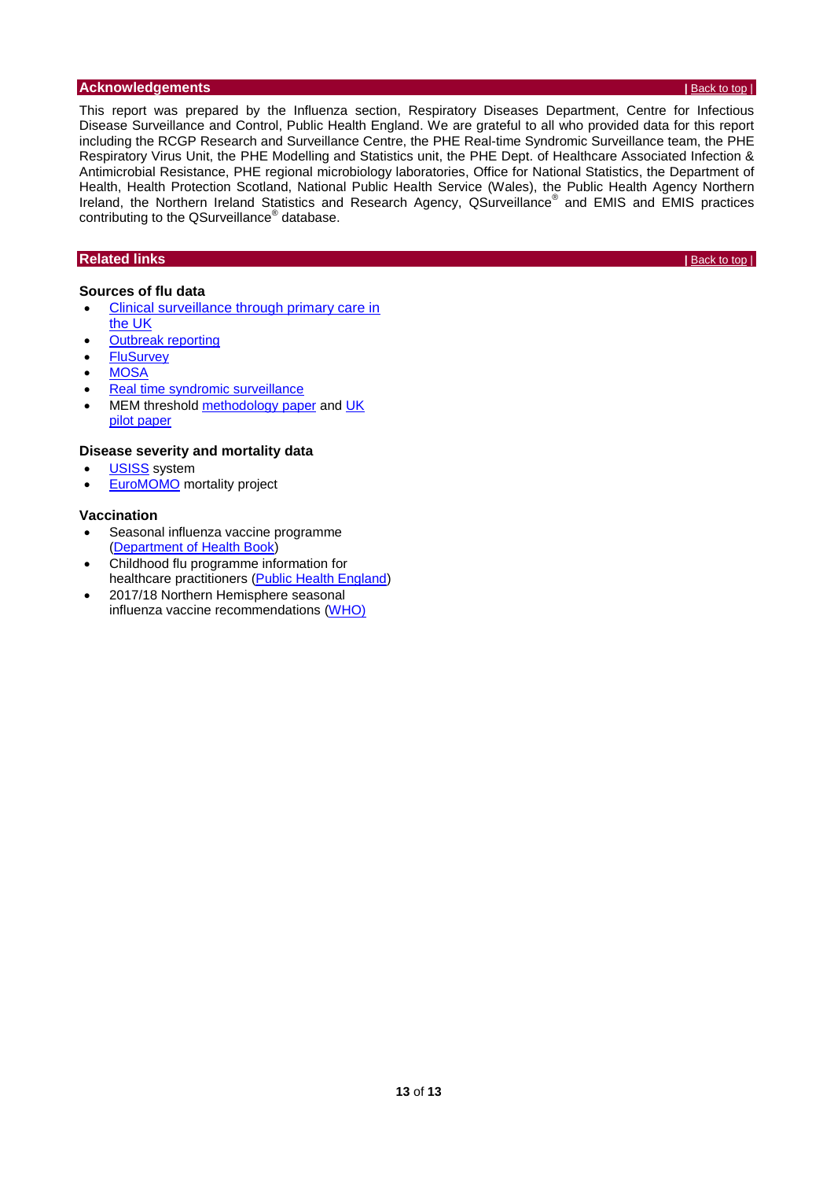## Acknowledgements

This report was prepared by the Influenza section, Respiratory Diseases Department, Centre for Infectious Disease Surveillance and Control, Public Health England. We are grateful to all who provided data for this report including the RCGP Research and Surveillance Centre, the PHE Real-time Syndromic Surveillance team, the PHE Respiratory Virus Unit, the PHE Modelling and Statistics unit, the PHE Dept. of Healthcare Associated Infection & Antimicrobial Resistance, PHE regional microbiology laboratories, Office for National Statistics, the Department of Health, Health Protection Scotland, National Public Health Service (Wales), the Public Health Agency Northern Ireland, the Northern Ireland Statistics and Research Agency, QSurveillance® and EMIS and EMIS practices contributing to the QSurveillance® database.

## Related links

### Sources of flu data

- Clinical surveillance through primary care in the UK
- Outbreak reporting
- FluSurvey
- MOSA
- Real time syndromic surveillance
- MEM threshold methodology paper and UK pilot paper

### Disease severity and mortality data

- USISS system
- EuroMOMO mortality project

### Vaccination

- Seasonal influenza vaccine programme (Department of Health Book)
- Childhood flu programme information for healthcare practitioners (Public Health England)
- 2017/18 Northern Hemisphere seasonal influenza vaccine recommendations (WHO)